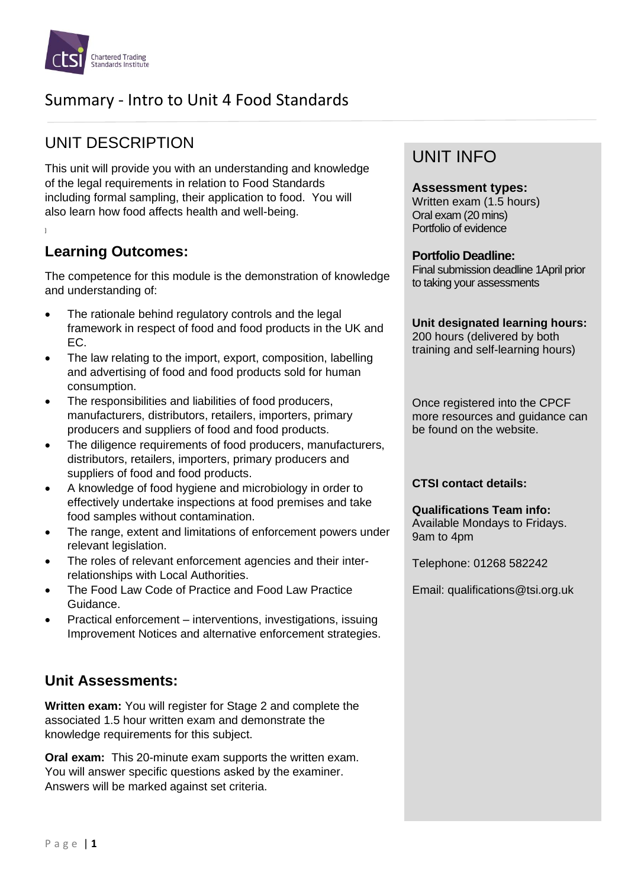# Summary - Intro to Unit 4 Food Standards

## UNIT DESCRIPTION

This unit will provide you with an understanding and knowledge of the legal requirements in relation to Food Standards including formal sampling, their application to food. You will also learn how food affects health and well-being.

### Learning Outcomes:

The competence for this module is the demonstration of knowledge and understanding of:

- The rationale behind regulatory controls and the legal framework in respect of food and food products in the UK and EC.
- The law relating to the import, export, composition, labelling and advertising of food and food products sold for human consumption.
- The responsibilities and liabilities of food producers, manufacturers, distributors, retailers, importers, primary producers and suppliers of food and food products.
- The diligence requirements of food producers, manufacturers, distributors, retailers, importers, primary producers and suppliers of food and food products.
- A knowledge of food hygiene and microbiology in order to effectively undertake inspections at food premises and take food samples without contamination.
- The range, extent and limitations of enforcement powers under relevant legislation.
- The roles of relevant enforcement agencies and their inter-relationships with Local Authorities.
- The Food Law Code of Practice and Food Law Practice Guidance.
- Practical enforcement – interventions, investigations, issuing Improvement Notices and alternative enforcement strategies.

### Unit Assessments:

**Written exam:** You will register for Stage 2 and complete the associated 1.5 hour written exam and demonstrate the knowledge requirements for this subject.

**Oral exam:** This 20-minute exam supports the written exam. You will answer specific questions asked by the examiner. Answers will be marked against set criteria.

## UNIT INFO

**Assessment types:**
Written exam (1.5 hours)
Oral exam (20 mins)
Portfolio of evidence

**Portfolio Deadline:**
Final submission deadline 1April prior to taking your assessments

**Unit designated learning hours:**
200 hours (delivered by both training and self-learning hours)

Once registered into the CPCF more resources and guidance can be found on the website.

**CTSI contact details:**

**Qualifications Team info:**
Available Mondays to Fridays. 9am to 4pm

Telephone: 01268 582242

Email: qualifications@tsi.org.uk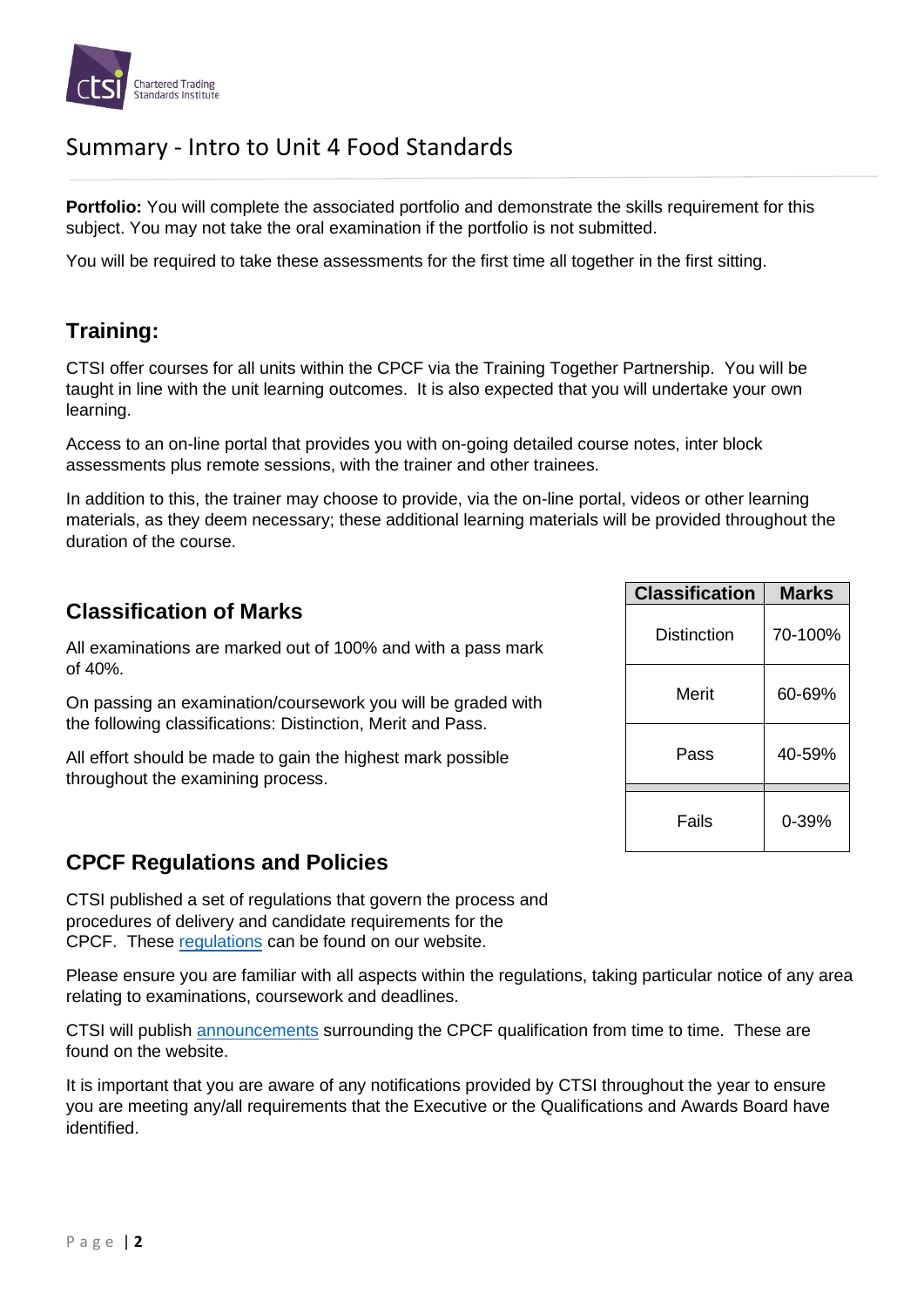# Summary - Intro to Unit 4 Food Standards

**Portfolio:** You will complete the associated portfolio and demonstrate the skills requirement for this subject. You may not take the oral examination if the portfolio is not submitted.

You will be required to take these assessments for the first time all together in the first sitting.

## Training:

CTSI offer courses for all units within the CPCF via the Training Together Partnership. You will be taught in line with the unit learning outcomes. It is also expected that you will undertake your own learning.

Access to an on-line portal that provides you with on-going detailed course notes, inter block assessments plus remote sessions, with the trainer and other trainees.

In addition to this, the trainer may choose to provide, via the on-line portal, videos or other learning materials, as they deem necessary; these additional learning materials will be provided throughout the duration of the course.

## Classification of Marks

All examinations are marked out of 100% and with a pass mark of 40%.

On passing an examination/coursework you will be graded with the following classifications: Distinction, Merit and Pass.

All effort should be made to gain the highest mark possible throughout the examining process.

| Classification | Marks |
|---|---|
| Distinction | 70-100% |
| Merit | 60-69% |
| Pass | 40-59% |
| Fails | 0-39% |

## CPCF Regulations and Policies

CTSI published a set of regulations that govern the process and procedures of delivery and candidate requirements for the CPCF. These regulations can be found on our website.

Please ensure you are familiar with all aspects within the regulations, taking particular notice of any area relating to examinations, coursework and deadlines.

CTSI will publish announcements surrounding the CPCF qualification from time to time. These are found on the website.

It is important that you are aware of any notifications provided by CTSI throughout the year to ensure you are meeting any/all requirements that the Executive or the Qualifications and Awards Board have identified.